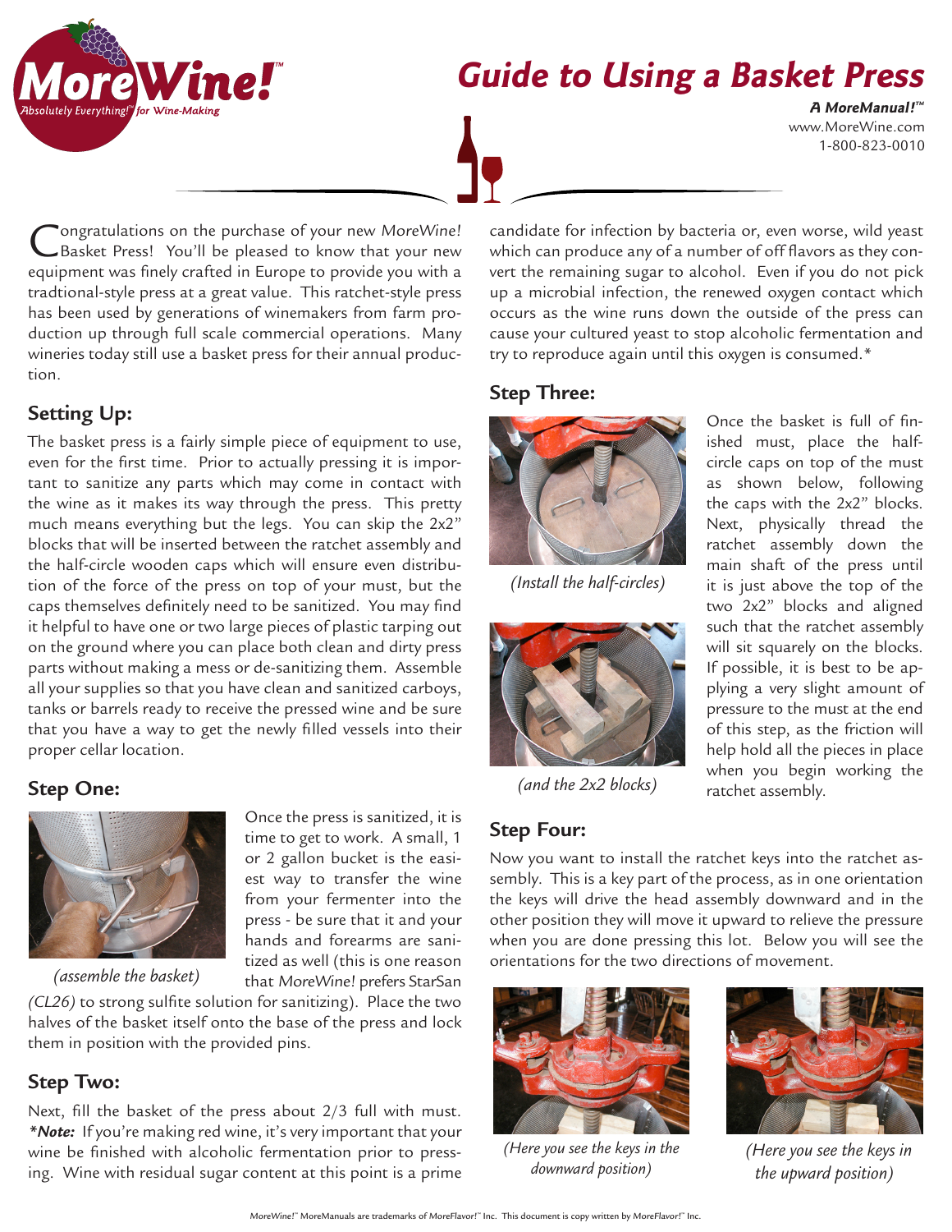# Guide to Using a Basket Press

**A MoreManual!™**
www.MoreWine.com
1-800-823-0010

Congratulations on the purchase of your new *MoreWine!* Basket Press! You'll be pleased to know that your new equipment was finely crafted in Europe to provide you with a tradtional-style press at a great value. This ratchet-style press has been used by generations of winemakers from farm production up through full scale commercial operations. Many wineries today still use a basket press for their annual production.

## Setting Up:

The basket press is a fairly simple piece of equipment to use, even for the first time. Prior to actually pressing it is important to sanitize any parts which may come in contact with the wine as it makes its way through the press. This pretty much means everything but the legs. You can skip the 2x2" blocks that will be inserted between the ratchet assembly and the half-circle wooden caps which will ensure even distribution of the force of the press on top of your must, but the caps themselves definitely need to be sanitized. You may find it helpful to have one or two large pieces of plastic tarping out on the ground where you can place both clean and dirty press parts without making a mess or de-sanitizing them. Assemble all your supplies so that you have clean and sanitized carboys, tanks or barrels ready to receive the pressed wine and be sure that you have a way to get the newly filled vessels into their proper cellar location.

## Step One:

*(assemble the basket)*

Once the press is sanitized, it is time to get to work. A small, 1 or 2 gallon bucket is the easiest way to transfer the wine from your fermenter into the press - be sure that it and your hands and forearms are sanitized as well (this is one reason that *MoreWine!* prefers StarSan *(CL26)* to strong sulfite solution for sanitizing). Place the two halves of the basket itself onto the base of the press and lock them in position with the provided pins.

## Step Two:

Next, fill the basket of the press about 2/3 full with must. ***\*Note:*** If you're making red wine, it's very important that your wine be finished with alcoholic fermentation prior to pressing. Wine with residual sugar content at this point is a prime candidate for infection by bacteria or, even worse, wild yeast which can produce any of a number of off flavors as they convert the remaining sugar to alcohol. Even if you do not pick up a microbial infection, the renewed oxygen contact which occurs as the wine runs down the outside of the press can cause your cultured yeast to stop alcoholic fermentation and try to reproduce again until this oxygen is consumed.*

## Step Three:

*(Install the half-circles)*

*(and the 2x2 blocks)*

Once the basket is full of finished must, place the half-circle caps on top of the must as shown below, following the caps with the 2x2" blocks. Next, physically thread the ratchet assembly down the main shaft of the press until it is just above the top of the two 2x2" blocks and aligned such that the ratchet assembly will sit squarely on the blocks. If possible, it is best to be applying a very slight amount of pressure to the must at the end of this step, as the friction will help hold all the pieces in place when you begin working the ratchet assembly.

## Step Four:

Now you want to install the ratchet keys into the ratchet assembly. This is a key part of the process, as in one orientation the keys will drive the head assembly downward and in the other position they will move it upward to relieve the pressure when you are done pressing this lot. Below you will see the orientations for the two directions of movement.

*(Here you see the keys in the downward position)*

*(Here you see the keys in the upward position)*

MoreWine!™ MoreManuals are trademarks of MoreFlavor!™ Inc. This document is copy written by MoreFlavor!™ Inc.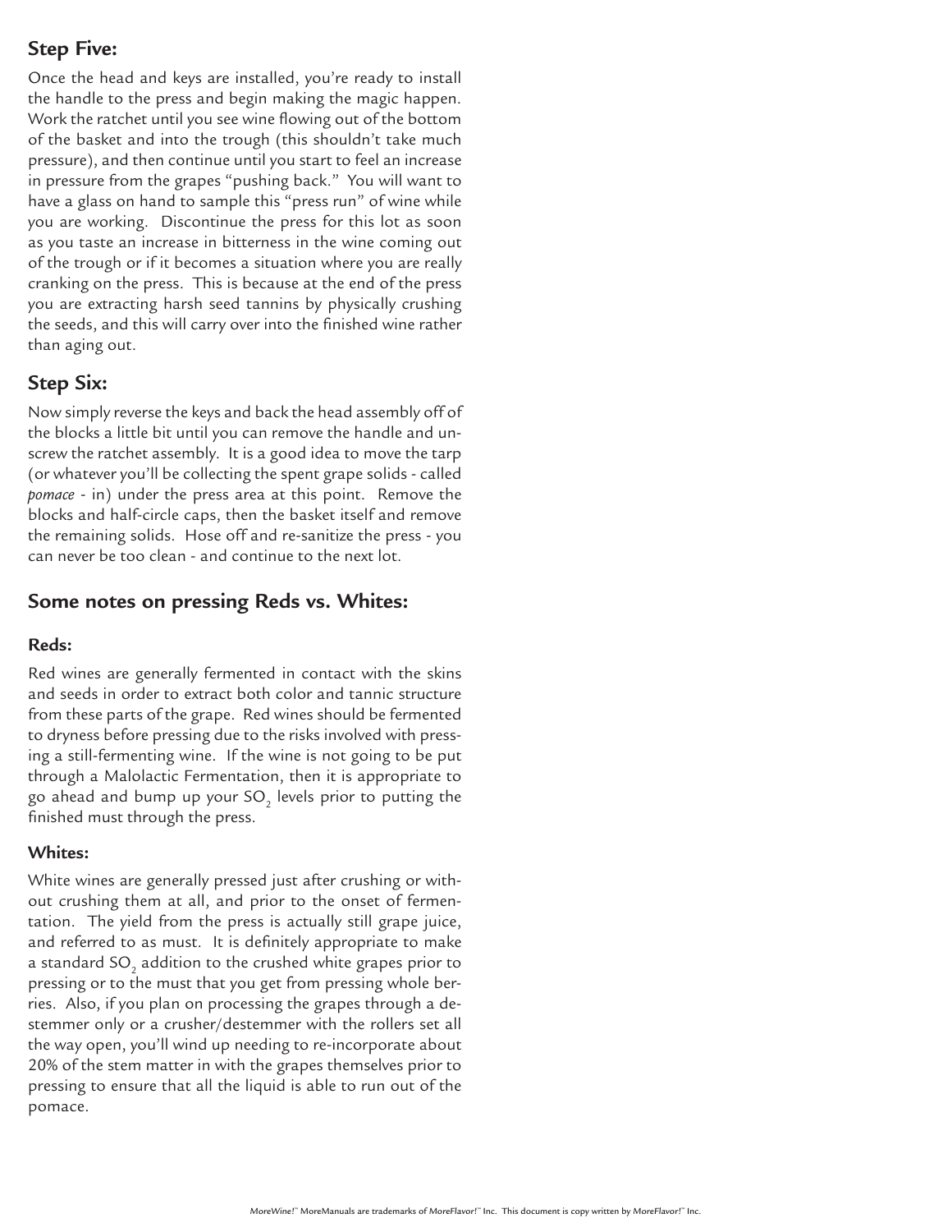## Step Five:

Once the head and keys are installed, you're ready to install the handle to the press and begin making the magic happen. Work the ratchet until you see wine flowing out of the bottom of the basket and into the trough (this shouldn't take much pressure), and then continue until you start to feel an increase in pressure from the grapes "pushing back." You will want to have a glass on hand to sample this "press run" of wine while you are working. Discontinue the press for this lot as soon as you taste an increase in bitterness in the wine coming out of the trough or if it becomes a situation where you are really cranking on the press. This is because at the end of the press you are extracting harsh seed tannins by physically crushing the seeds, and this will carry over into the finished wine rather than aging out.

## Step Six:

Now simply reverse the keys and back the head assembly off of the blocks a little bit until you can remove the handle and unscrew the ratchet assembly. It is a good idea to move the tarp (or whatever you'll be collecting the spent grape solids - called *pomace* - in) under the press area at this point. Remove the blocks and half-circle caps, then the basket itself and remove the remaining solids. Hose off and re-sanitize the press - you can never be too clean - and continue to the next lot.

## Some notes on pressing Reds vs. Whites:

### Reds:

Red wines are generally fermented in contact with the skins and seeds in order to extract both color and tannic structure from these parts of the grape. Red wines should be fermented to dryness before pressing due to the risks involved with pressing a still-fermenting wine. If the wine is not going to be put through a Malolactic Fermentation, then it is appropriate to go ahead and bump up your $SO_2$ levels prior to putting the finished must through the press.

### Whites:

White wines are generally pressed just after crushing or without crushing them at all, and prior to the onset of fermentation. The yield from the press is actually still grape juice, and referred to as must. It is definitely appropriate to make a standard $SO_2$ addition to the crushed white grapes prior to pressing or to the must that you get from pressing whole berries. Also, if you plan on processing the grapes through a destemmer only or a crusher/destemmer with the rollers set all the way open, you'll wind up needing to re-incorporate about 20% of the stem matter in with the grapes themselves prior to pressing to ensure that all the liquid is able to run out of the pomace.

MoreWine!™ MoreManuals are trademarks of MoreFlavor!™ Inc. This document is copy written by MoreFlavor!™ Inc.